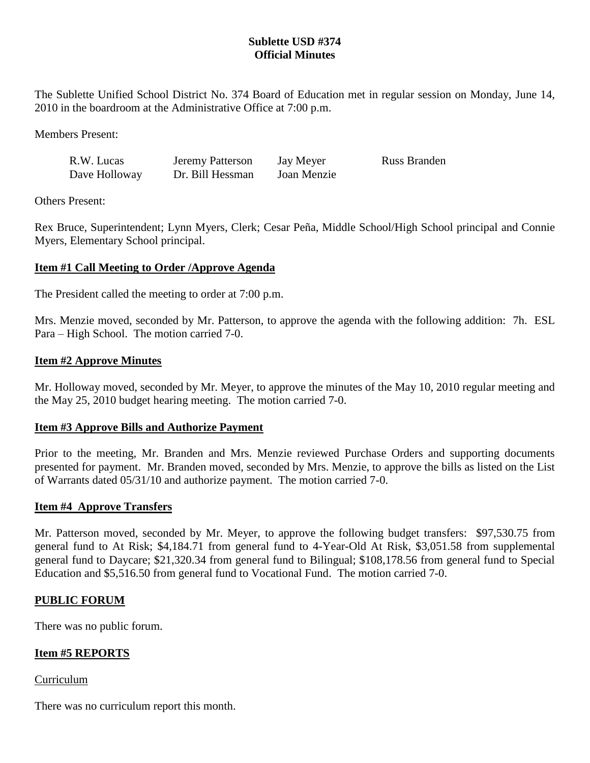**Sublette USD #374**
**Official Minutes**

The Sublette Unified School District No. 374 Board of Education met in regular session on Monday, June 14, 2010 in the boardroom at the Administrative Office at 7:00 p.m.

Members Present:

| | | | |
|---|---|---|---|
| R.W. Lucas | Jeremy Patterson | Jay Meyer | Russ Branden |
| Dave Holloway | Dr. Bill Hessman | Joan Menzie | |

Others Present:

Rex Bruce, Superintendent; Lynn Myers, Clerk; Cesar Peña, Middle School/High School principal and Connie Myers, Elementary School principal.

## Item #1 Call Meeting to Order /Approve Agenda

The President called the meeting to order at 7:00 p.m.

Mrs. Menzie moved, seconded by Mr. Patterson, to approve the agenda with the following addition: 7h. ESL Para – High School. The motion carried 7-0.

## Item #2 Approve Minutes

Mr. Holloway moved, seconded by Mr. Meyer, to approve the minutes of the May 10, 2010 regular meeting and the May 25, 2010 budget hearing meeting. The motion carried 7-0.

## Item #3 Approve Bills and Authorize Payment

Prior to the meeting, Mr. Branden and Mrs. Menzie reviewed Purchase Orders and supporting documents presented for payment. Mr. Branden moved, seconded by Mrs. Menzie, to approve the bills as listed on the List of Warrants dated 05/31/10 and authorize payment. The motion carried 7-0.

## Item #4 Approve Transfers

Mr. Patterson moved, seconded by Mr. Meyer, to approve the following budget transfers: $97,530.75 from general fund to At Risk; $4,184.71 from general fund to 4-Year-Old At Risk, $3,051.58 from supplemental general fund to Daycare; $21,320.34 from general fund to Bilingual; $108,178.56 from general fund to Special Education and $5,516.50 from general fund to Vocational Fund. The motion carried 7-0.

## PUBLIC FORUM

There was no public forum.

## Item #5 REPORTS

Curriculum

There was no curriculum report this month.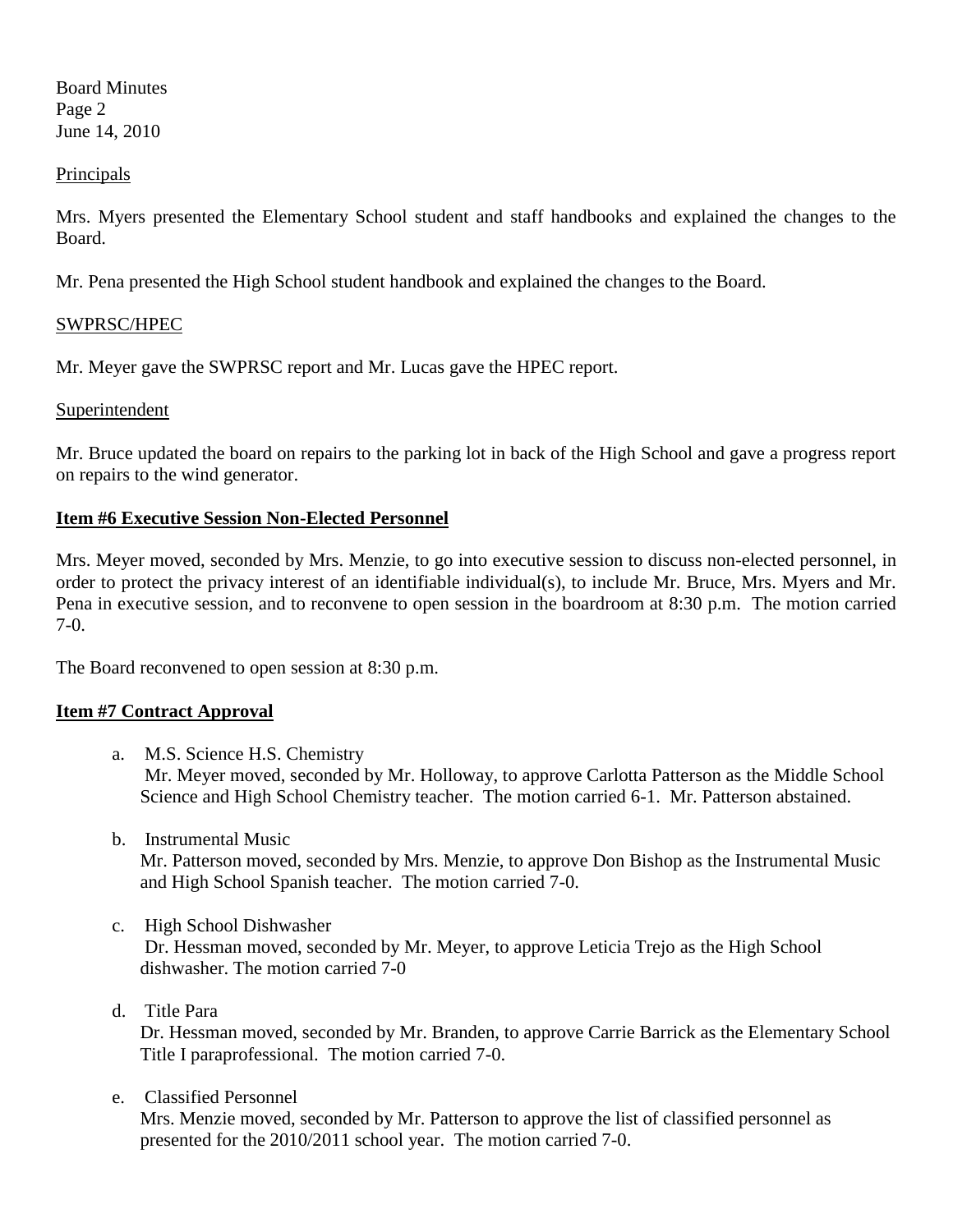Principals

Mrs. Myers presented the Elementary School student and staff handbooks and explained the changes to the Board.

Mr. Pena presented the High School student handbook and explained the changes to the Board.

SWPRSC/HPEC

Mr. Meyer gave the SWPRSC report and Mr. Lucas gave the HPEC report.

Superintendent

Mr. Bruce updated the board on repairs to the parking lot in back of the High School and gave a progress report on repairs to the wind generator.

**Item #6 Executive Session Non-Elected Personnel**

Mrs. Meyer moved, seconded by Mrs. Menzie, to go into executive session to discuss non-elected personnel, in order to protect the privacy interest of an identifiable individual(s), to include Mr. Bruce, Mrs. Myers and Mr. Pena in executive session, and to reconvene to open session in the boardroom at 8:30 p.m. The motion carried 7-0.

The Board reconvened to open session at 8:30 p.m.

**Item #7 Contract Approval**

a. M.S. Science H.S. Chemistry
   Mr. Meyer moved, seconded by Mr. Holloway, to approve Carlotta Patterson as the Middle School Science and High School Chemistry teacher. The motion carried 6-1. Mr. Patterson abstained.

b. Instrumental Music
   Mr. Patterson moved, seconded by Mrs. Menzie, to approve Don Bishop as the Instrumental Music and High School Spanish teacher. The motion carried 7-0.

c. High School Dishwasher
   Dr. Hessman moved, seconded by Mr. Meyer, to approve Leticia Trejo as the High School dishwasher. The motion carried 7-0

d. Title Para
   Dr. Hessman moved, seconded by Mr. Branden, to approve Carrie Barrick as the Elementary School Title I paraprofessional. The motion carried 7-0.

e. Classified Personnel
   Mrs. Menzie moved, seconded by Mr. Patterson to approve the list of classified personnel as presented for the 2010/2011 school year. The motion carried 7-0.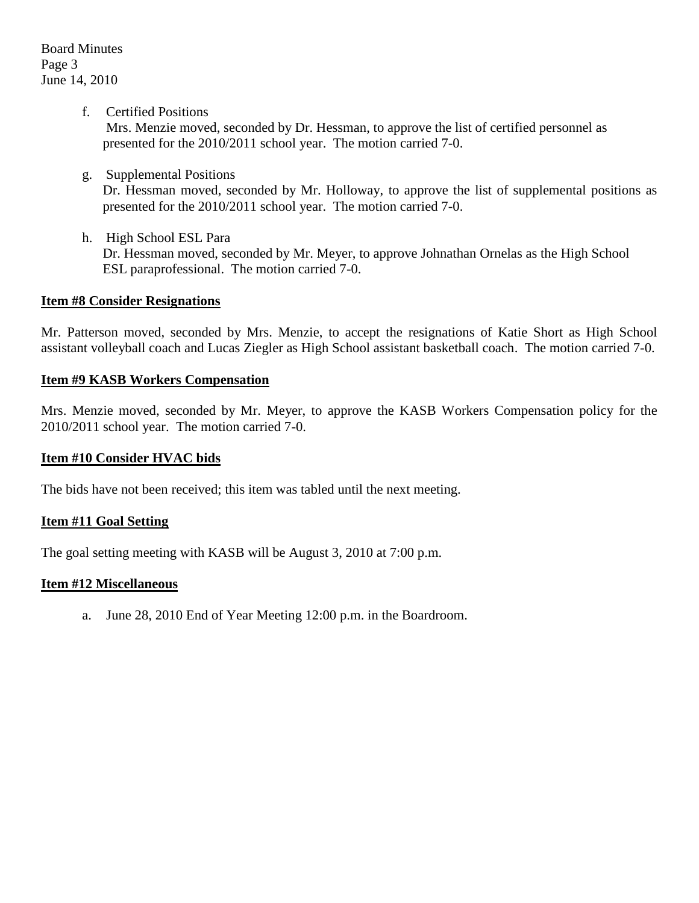f. Certified Positions
   Mrs. Menzie moved, seconded by Dr. Hessman, to approve the list of certified personnel as presented for the 2010/2011 school year. The motion carried 7-0.

g. Supplemental Positions
   Dr. Hessman moved, seconded by Mr. Holloway, to approve the list of supplemental positions as presented for the 2010/2011 school year. The motion carried 7-0.

h. High School ESL Para
   Dr. Hessman moved, seconded by Mr. Meyer, to approve Johnathan Ornelas as the High School ESL paraprofessional. The motion carried 7-0.

**Item #8 Consider Resignations**

Mr. Patterson moved, seconded by Mrs. Menzie, to accept the resignations of Katie Short as High School assistant volleyball coach and Lucas Ziegler as High School assistant basketball coach. The motion carried 7-0.

**Item #9 KASB Workers Compensation**

Mrs. Menzie moved, seconded by Mr. Meyer, to approve the KASB Workers Compensation policy for the 2010/2011 school year. The motion carried 7-0.

**Item #10 Consider HVAC bids**

The bids have not been received; this item was tabled until the next meeting.

**Item #11 Goal Setting**

The goal setting meeting with KASB will be August 3, 2010 at 7:00 p.m.

**Item #12 Miscellaneous**

a. June 28, 2010 End of Year Meeting 12:00 p.m. in the Boardroom.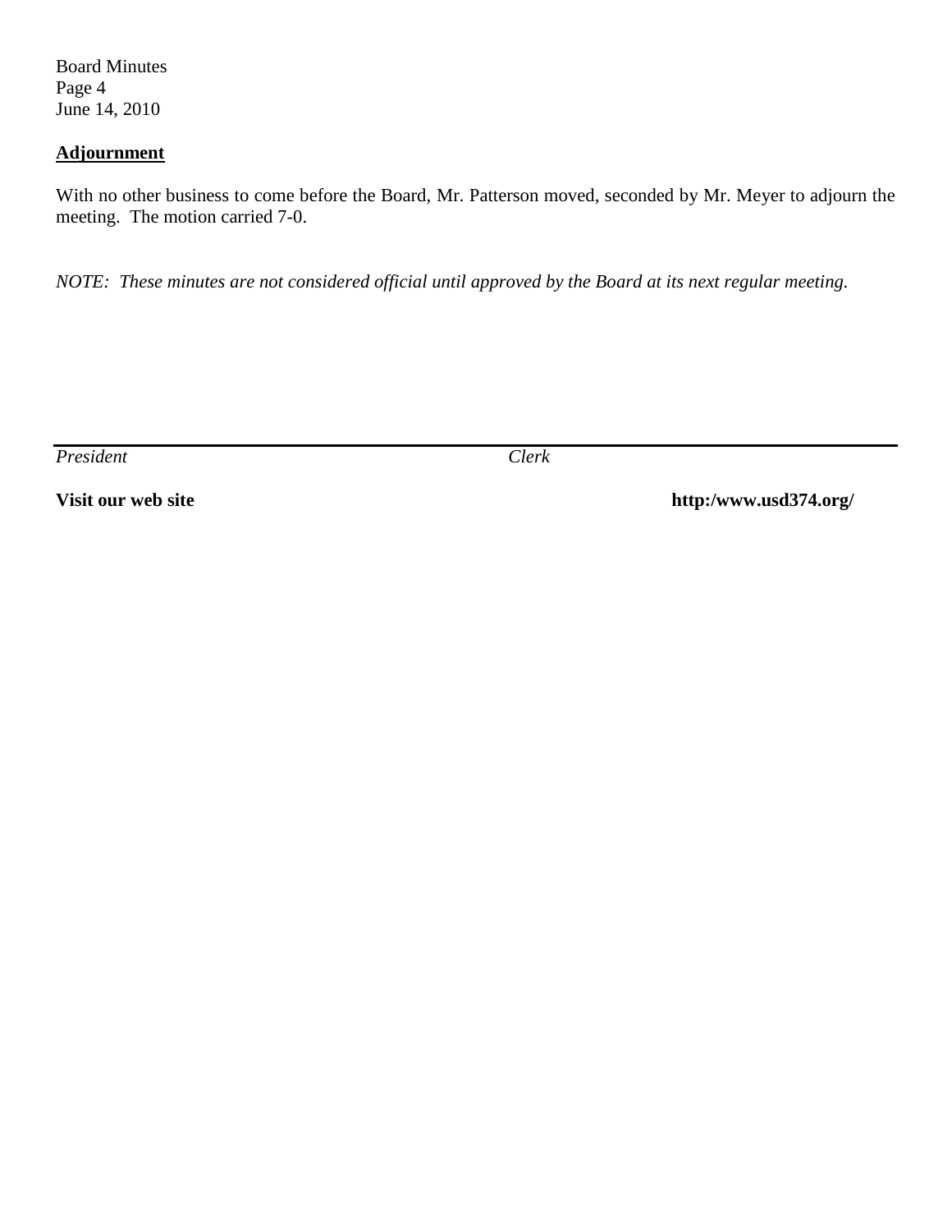## Adjournment

With no other business to come before the Board, Mr. Patterson moved, seconded by Mr. Meyer to adjourn the meeting. The motion carried 7-0.

*NOTE: These minutes are not considered official until approved by the Board at its next regular meeting.*

*President* *Clerk*

**Visit our web site** **http:/www.usd374.org/**